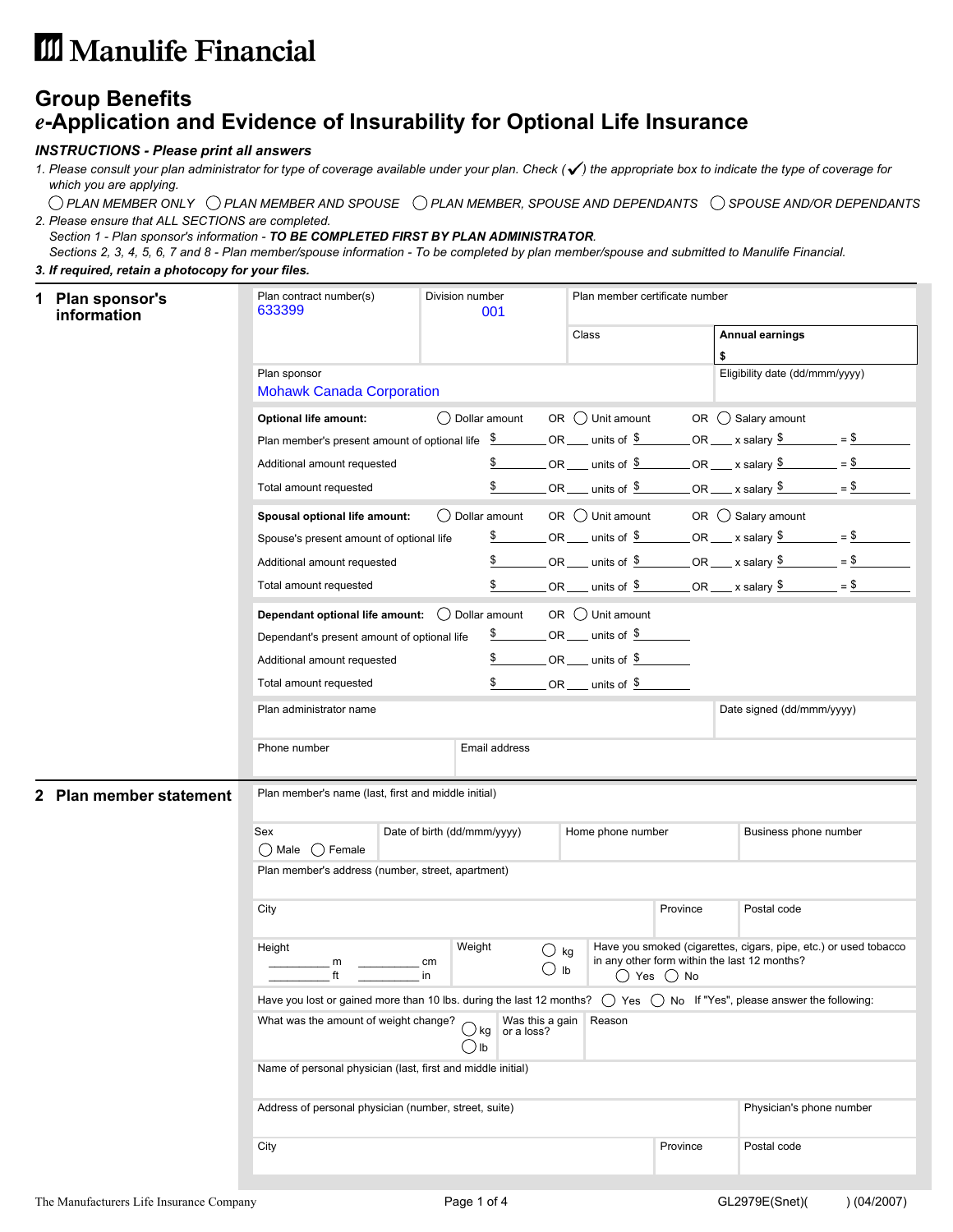# Manulife Financial

## Group Benefits
## *e*-Application and Evidence of Insurability for Optional Life Insurance

***INSTRUCTIONS - Please print all answers***

1. *Please consult your plan administrator for type of coverage available under your plan. Check (✓) the appropriate box to indicate the type of coverage for which you are applying.*

   ◯ *PLAN MEMBER ONLY* ◯ *PLAN MEMBER AND SPOUSE* ◯ *PLAN MEMBER, SPOUSE AND DEPENDANTS* ◯ *SPOUSE AND/OR DEPENDANTS*

2. *Please ensure that ALL SECTIONS are completed.*

   *Section 1 - Plan sponsor's information - **TO BE COMPLETED FIRST BY PLAN ADMINISTRATOR**.*

   *Sections 2, 3, 4, 5, 6, 7 and 8 - Plan member/spouse information - To be completed by plan member/spouse and submitted to Manulife Financial.*

3. ***If required, retain a photocopy for your files.***

## 1 Plan sponsor's information

| Plan contract number(s) | Division number | Plan member certificate number | |
|---|---|---|---|
| 633399 | 001 | Class | **Annual earnings** $ |
| Plan sponsor: Mohawk Canada Corporation | | | Eligibility date (dd/mmm/yyyy) |

**Optional life amount:** ◯ Dollar amount OR ◯ Unit amount OR ◯ Salary amount

| | Dollar amount | | Unit amount | | Salary amount |
|---|---|---|---|---|---|
| Plan member's present amount of optional life | $ ______ | OR | ___ units of $ ______ | OR | ___ x salary $ ______ = $ ______ |
| Additional amount requested | $ ______ | OR | ___ units of $ ______ | OR | ___ x salary $ ______ = $ ______ |
| Total amount requested | $ ______ | OR | ___ units of $ ______ | OR | ___ x salary $ ______ = $ ______ |

**Spousal optional life amount:** ◯ Dollar amount OR ◯ Unit amount OR ◯ Salary amount

| | Dollar amount | | Unit amount | | Salary amount |
|---|---|---|---|---|---|
| Spouse's present amount of optional life | $ ______ | OR | ___ units of $ ______ | OR | ___ x salary $ ______ = $ ______ |
| Additional amount requested | $ ______ | OR | ___ units of $ ______ | OR | ___ x salary $ ______ = $ ______ |
| Total amount requested | $ ______ | OR | ___ units of $ ______ | OR | ___ x salary $ ______ = $ ______ |

**Dependant optional life amount:** ◯ Dollar amount OR ◯ Unit amount

| | Dollar amount | | Unit amount |
|---|---|---|---|
| Dependant's present amount of optional life | $ ______ | OR | ___ units of $ ______ |
| Additional amount requested | $ ______ | OR | ___ units of $ ______ |
| Total amount requested | $ ______ | OR | ___ units of $ ______ |

| Plan administrator name | | Date signed (dd/mmm/yyyy) |
|---|---|---|
| Phone number | Email address | |

## 2 Plan member statement

Plan member's name (last, first and middle initial)

| Sex | Date of birth (dd/mmm/yyyy) | Home phone number | Business phone number |
|---|---|---|---|
| ◯ Male ◯ Female | | | |

Plan member's address (number, street, apartment)

| City | Province | Postal code |
|---|---|---|
| | | |

| Height | Weight | Have you smoked (cigarettes, cigars, pipe, etc.) or used tobacco in any other form within the last 12 months? |
|---|---|---|
| ______ m ______ cm<br>______ ft ______ in | ◯ kg ◯ lb | ◯ Yes ◯ No |

Have you lost or gained more than 10 lbs. during the last 12 months? ◯ Yes ◯ No If "Yes", please answer the following:

| What was the amount of weight change? | Was this a gain or a loss? | Reason |
|---|---|---|
| ◯ kg ◯ lb | | |

Name of personal physician (last, first and middle initial)

| Address of personal physician (number, street, suite) | | Physician's phone number |
|---|---|---|
| City | Province | Postal code |

The Manufacturers Life Insurance Company GL2979E(Snet)( ) (04/2007)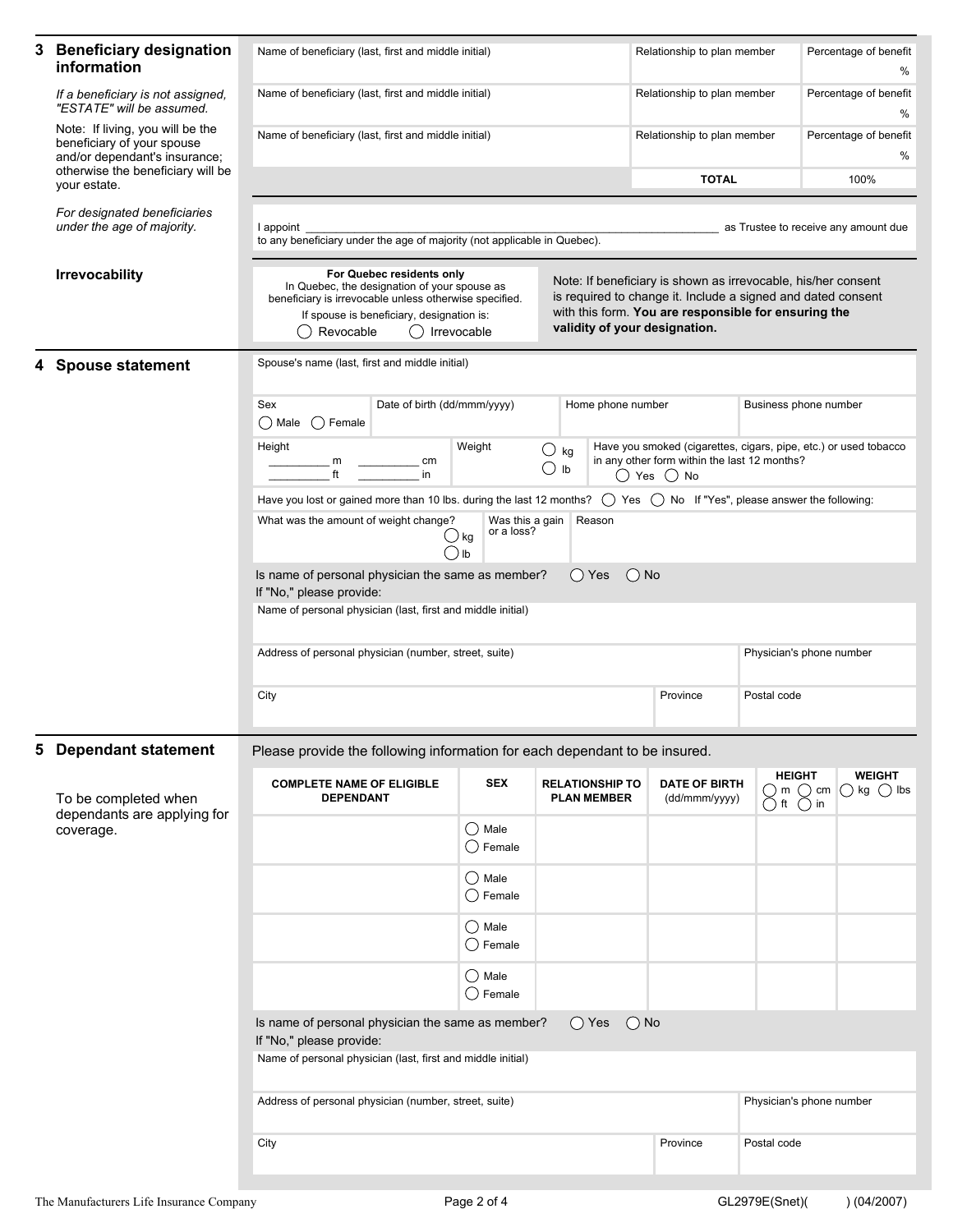## 3 Beneficiary designation information

*If a beneficiary is not assigned, "ESTATE" will be assumed.*

Note: If living, you will be the beneficiary of your spouse and/or dependant's insurance; otherwise the beneficiary will be your estate.

| Name of beneficiary (last, first and middle initial) | Relationship to plan member | Percentage of benefit |
|---|---|---|
| | | % |
| | | % |
| | | % |
| | **TOTAL** | 100% |

*For designated beneficiaries under the age of majority.*

I appoint ______________________________ as Trustee to receive any amount due to any beneficiary under the age of majority (not applicable in Quebec).

**Irrevocability**

**For Quebec residents only**
In Quebec, the designation of your spouse as beneficiary is irrevocable unless otherwise specified.
If spouse is beneficiary, designation is:
◯ Revocable ◯ Irrevocable

Note: If beneficiary is shown as irrevocable, his/her consent is required to change it. Include a signed and dated consent with this form. **You are responsible for ensuring the validity of your designation.**

## 4 Spouse statement

Spouse's name (last, first and middle initial)

| Sex | Date of birth (dd/mmm/yyyy) | Home phone number | Business phone number |
|---|---|---|---|
| ◯ Male ◯ Female | | | |

Height: _________ m _________ cm / _________ ft _________ in

Weight: ◯ kg ◯ lb

Have you smoked (cigarettes, cigars, pipe, etc.) or used tobacco in any other form within the last 12 months? ◯ Yes ◯ No

Have you lost or gained more than 10 lbs. during the last 12 months? ◯ Yes ◯ No If "Yes", please answer the following:

| What was the amount of weight change? | Was this a gain or a loss? | Reason |
|---|---|---|
| ◯ kg ◯ lb | | |

Is name of personal physician the same as member? ◯ Yes ◯ No
If "No," please provide:

Name of personal physician (last, first and middle initial)

| Address of personal physician (number, street, suite) | | Physician's phone number |
|---|---|---|
| | | |
| **City** | **Province** | **Postal code** |
| | | |

## 5 Dependant statement

To be completed when dependants are applying for coverage.

Please provide the following information for each dependant to be insured.

| COMPLETE NAME OF ELIGIBLE DEPENDANT | SEX | RELATIONSHIP TO PLAN MEMBER | DATE OF BIRTH (dd/mmm/yyyy) | HEIGHT ◯ m ◯ cm ◯ ft ◯ in | WEIGHT ◯ kg ◯ lbs |
|---|---|---|---|---|---|
| | ◯ Male ◯ Female | | | | |
| | ◯ Male ◯ Female | | | | |
| | ◯ Male ◯ Female | | | | |
| | ◯ Male ◯ Female | | | | |

Is name of personal physician the same as member? ◯ Yes ◯ No
If "No," please provide:

Name of personal physician (last, first and middle initial)

| Address of personal physician (number, street, suite) | | Physician's phone number |
|---|---|---|
| | | |
| **City** | **Province** | **Postal code** |
| | | |

The Manufacturers Life Insurance Company GL2979E(Snet)( ) (04/2007)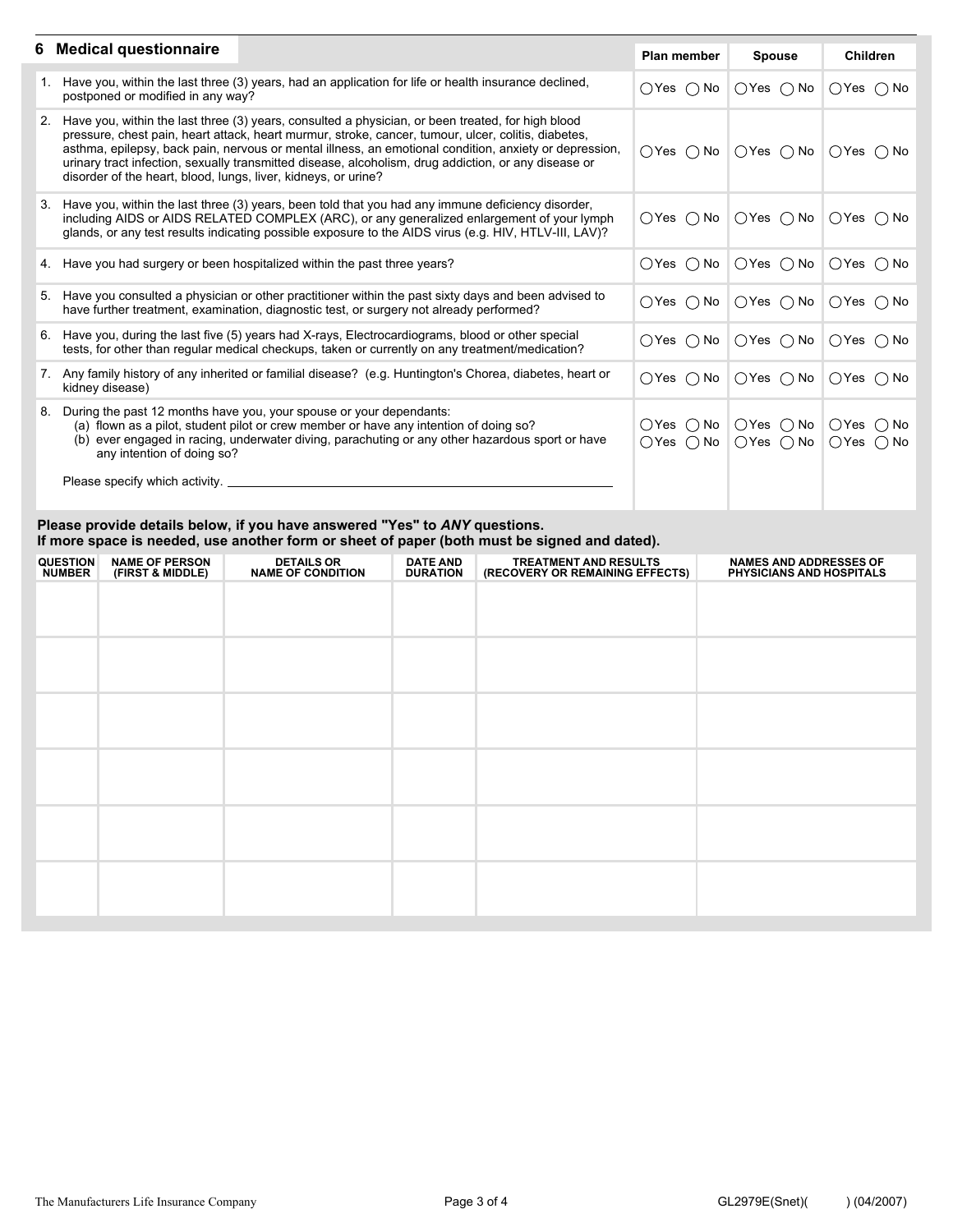## 6 Medical questionnaire

| | Plan member | Spouse | Children |
|---|---|---|---|
| 1. Have you, within the last three (3) years, had an application for life or health insurance declined, postponed or modified in any way? | ◯Yes ◯ No | ◯Yes ◯ No | ◯Yes ◯ No |
| 2. Have you, within the last three (3) years, consulted a physician, or been treated, for high blood pressure, chest pain, heart attack, heart murmur, stroke, cancer, tumour, ulcer, colitis, diabetes, asthma, epilepsy, back pain, nervous or mental illness, an emotional condition, anxiety or depression, urinary tract infection, sexually transmitted disease, alcoholism, drug addiction, or any disease or disorder of the heart, blood, lungs, liver, kidneys, or urine? | ◯Yes ◯ No | ◯Yes ◯ No | ◯Yes ◯ No |
| 3. Have you, within the last three (3) years, been told that you had any immune deficiency disorder, including AIDS or AIDS RELATED COMPLEX (ARC), or any generalized enlargement of your lymph glands, or any test results indicating possible exposure to the AIDS virus (e.g. HIV, HTLV-III, LAV)? | ◯Yes ◯ No | ◯Yes ◯ No | ◯Yes ◯ No |
| 4. Have you had surgery or been hospitalized within the past three years? | ◯Yes ◯ No | ◯Yes ◯ No | ◯Yes ◯ No |
| 5. Have you consulted a physician or other practitioner within the past sixty days and been advised to have further treatment, examination, diagnostic test, or surgery not already performed? | ◯Yes ◯ No | ◯Yes ◯ No | ◯Yes ◯ No |
| 6. Have you, during the last five (5) years had X-rays, Electrocardiograms, blood or other special tests, for other than regular medical checkups, taken or currently on any treatment/medication? | ◯Yes ◯ No | ◯Yes ◯ No | ◯Yes ◯ No |
| 7. Any family history of any inherited or familial disease? (e.g. Huntington's Chorea, diabetes, heart or kidney disease) | ◯Yes ◯ No | ◯Yes ◯ No | ◯Yes ◯ No |
| 8. During the past 12 months have you, your spouse or your dependants: | | | |
| (a) flown as a pilot, student pilot or crew member or have any intention of doing so? | ◯Yes ◯ No | ◯Yes ◯ No | ◯Yes ◯ No |
| (b) ever engaged in racing, underwater diving, parachuting or any other hazardous sport or have any intention of doing so? | ◯Yes ◯ No | ◯Yes ◯ No | ◯Yes ◯ No |
| Please specify which activity. \_\_\_\_\_\_\_\_\_\_\_\_\_\_\_\_\_\_\_\_ | | | |

**Please provide details below, if you have answered "Yes" to *ANY* questions.**
**If more space is needed, use another form or sheet of paper (both must be signed and dated).**

| QUESTION NUMBER | NAME OF PERSON (FIRST & MIDDLE) | DETAILS OR NAME OF CONDITION | DATE AND DURATION | TREATMENT AND RESULTS (RECOVERY OR REMAINING EFFECTS) | NAMES AND ADDRESSES OF PHYSICIANS AND HOSPITALS |
|---|---|---|---|---|---|
| | | | | | |
| | | | | | |
| | | | | | |
| | | | | | |
| | | | | | |
| | | | | | |

The Manufacturers Life Insurance Company

GL2979E(Snet)( ) (04/2007)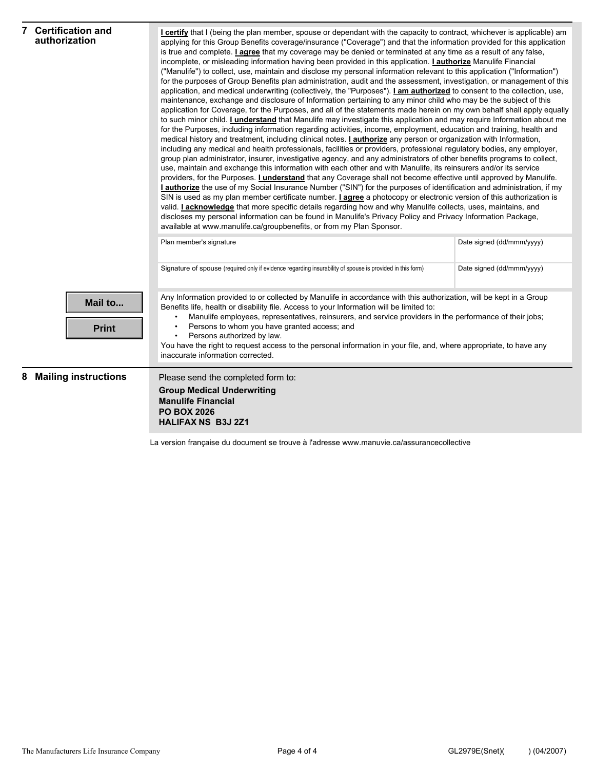## 7 Certification and authorization

**I certify** that I (being the plan member, spouse or dependant with the capacity to contract, whichever is applicable) am applying for this Group Benefits coverage/insurance ("Coverage") and that the information provided for this application is true and complete. **I agree** that my coverage may be denied or terminated at any time as a result of any false, incomplete, or misleading information having been provided in this application. **I authorize** Manulife Financial ("Manulife") to collect, use, maintain and disclose my personal information relevant to this application ("Information") for the purposes of Group Benefits plan administration, audit and the assessment, investigation, or management of this application, and medical underwriting (collectively, the "Purposes"). **I am authorized** to consent to the collection, use, maintenance, exchange and disclosure of Information pertaining to any minor child who may be the subject of this application for Coverage, for the Purposes, and all of the statements made herein on my own behalf shall apply equally to such minor child. **I understand** that Manulife may investigate this application and may require Information about me for the Purposes, including information regarding activities, income, employment, education and training, health and medical history and treatment, including clinical notes. **I authorize** any person or organization with Information, including any medical and health professionals, facilities or providers, professional regulatory bodies, any employer, group plan administrator, insurer, investigative agency, and any administrators of other benefits programs to collect, use, maintain and exchange this information with each other and with Manulife, its reinsurers and/or its service providers, for the Purposes. **I understand** that any Coverage shall not become effective until approved by Manulife. **I authorize** the use of my Social Insurance Number ("SIN") for the purposes of identification and administration, if my SIN is used as my plan member certificate number. **I agree** a photocopy or electronic version of this authorization is valid. **I acknowledge** that more specific details regarding how and why Manulife collects, uses, maintains, and discloses my personal information can be found in Manulife's Privacy Policy and Privacy Information Package, available at www.manulife.ca/groupbenefits, or from my Plan Sponsor.

| | |
|---|---|
| Plan member's signature | Date signed (dd/mmm/yyyy) |
| Signature of spouse (required only if evidence regarding insurability of spouse is provided in this form) | Date signed (dd/mmm/yyyy) |

Mail to...

Print

Any Information provided to or collected by Manulife in accordance with this authorization, will be kept in a Group Benefits life, health or disability file. Access to your Information will be limited to:

- Manulife employees, representatives, reinsurers, and service providers in the performance of their jobs;
- Persons to whom you have granted access; and
- Persons authorized by law.

You have the right to request access to the personal information in your file, and, where appropriate, to have any inaccurate information corrected.

## 8 Mailing instructions

Please send the completed form to:

**Group Medical Underwriting**
**Manulife Financial**
**PO BOX 2026**
**HALIFAX NS B3J 2Z1**

La version française du document se trouve à l'adresse www.manuvie.ca/assurancecollective

The Manufacturers Life Insurance Company GL2979E(Snet)( ) (04/2007)